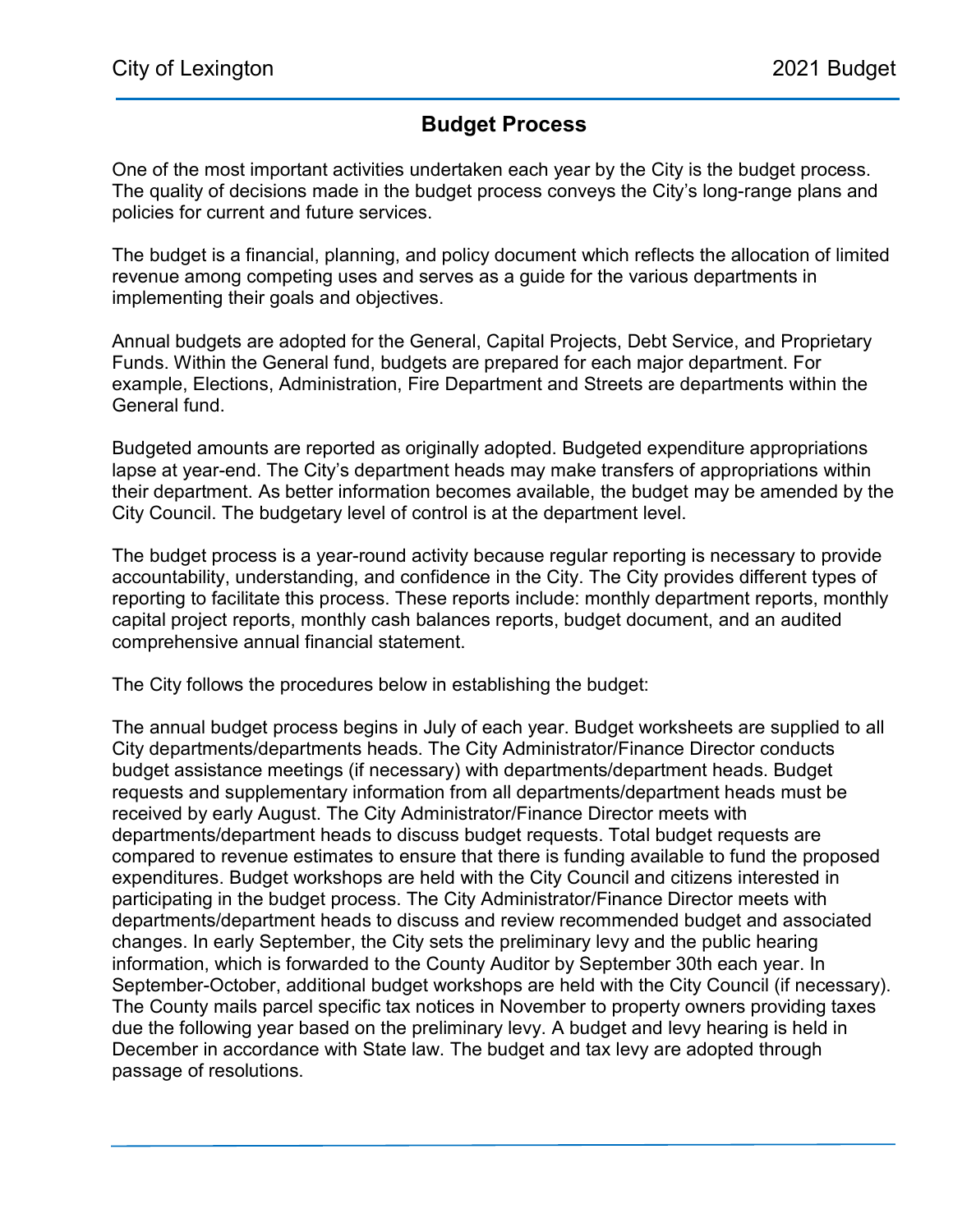# Budget Process

One of the most important activities undertaken each year by the City is the budget process. The quality of decisions made in the budget process conveys the City's long-range plans and policies for current and future services.

The budget is a financial, planning, and policy document which reflects the allocation of limited revenue among competing uses and serves as a guide for the various departments in implementing their goals and objectives.

Annual budgets are adopted for the General, Capital Projects, Debt Service, and Proprietary Funds. Within the General fund, budgets are prepared for each major department. For example, Elections, Administration, Fire Department and Streets are departments within the General fund.

Budgeted amounts are reported as originally adopted. Budgeted expenditure appropriations lapse at year-end. The City's department heads may make transfers of appropriations within their department. As better information becomes available, the budget may be amended by the City Council. The budgetary level of control is at the department level.

The budget process is a year-round activity because regular reporting is necessary to provide accountability, understanding, and confidence in the City. The City provides different types of reporting to facilitate this process. These reports include: monthly department reports, monthly capital project reports, monthly cash balances reports, budget document, and an audited comprehensive annual financial statement.

The City follows the procedures below in establishing the budget:

The annual budget process begins in July of each year. Budget worksheets are supplied to all City departments/departments heads. The City Administrator/Finance Director conducts budget assistance meetings (if necessary) with departments/department heads. Budget requests and supplementary information from all departments/department heads must be received by early August. The City Administrator/Finance Director meets with departments/department heads to discuss budget requests. Total budget requests are compared to revenue estimates to ensure that there is funding available to fund the proposed expenditures. Budget workshops are held with the City Council and citizens interested in participating in the budget process. The City Administrator/Finance Director meets with departments/department heads to discuss and review recommended budget and associated changes. In early September, the City sets the preliminary levy and the public hearing information, which is forwarded to the County Auditor by September 30th each year. In September-October, additional budget workshops are held with the City Council (if necessary). The County mails parcel specific tax notices in November to property owners providing taxes due the following year based on the preliminary levy. A budget and levy hearing is held in December in accordance with State law. The budget and tax levy are adopted through passage of resolutions.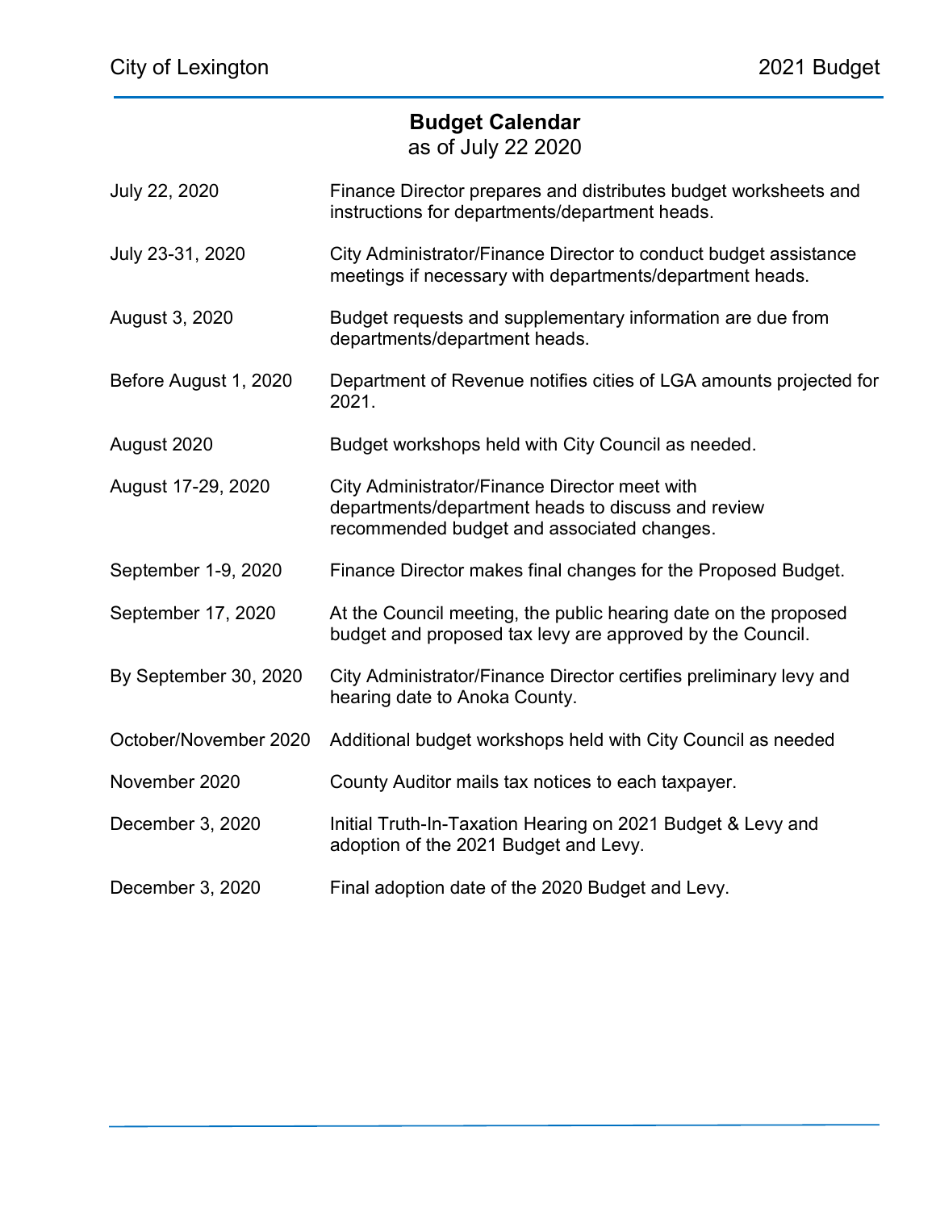# Budget Calendar

as of July 22 2020

| | |
|---|---|
| July 22, 2020 | Finance Director prepares and distributes budget worksheets and instructions for departments/department heads. |
| July 23-31, 2020 | City Administrator/Finance Director to conduct budget assistance meetings if necessary with departments/department heads. |
| August 3, 2020 | Budget requests and supplementary information are due from departments/department heads. |
| Before August 1, 2020 | Department of Revenue notifies cities of LGA amounts projected for 2021. |
| August 2020 | Budget workshops held with City Council as needed. |
| August 17-29, 2020 | City Administrator/Finance Director meet with departments/department heads to discuss and review recommended budget and associated changes. |
| September 1-9, 2020 | Finance Director makes final changes for the Proposed Budget. |
| September 17, 2020 | At the Council meeting, the public hearing date on the proposed budget and proposed tax levy are approved by the Council. |
| By September 30, 2020 | City Administrator/Finance Director certifies preliminary levy and hearing date to Anoka County. |
| October/November 2020 | Additional budget workshops held with City Council as needed |
| November 2020 | County Auditor mails tax notices to each taxpayer. |
| December 3, 2020 | Initial Truth-In-Taxation Hearing on 2021 Budget & Levy and adoption of the 2021 Budget and Levy. |
| December 3, 2020 | Final adoption date of the 2020 Budget and Levy. |